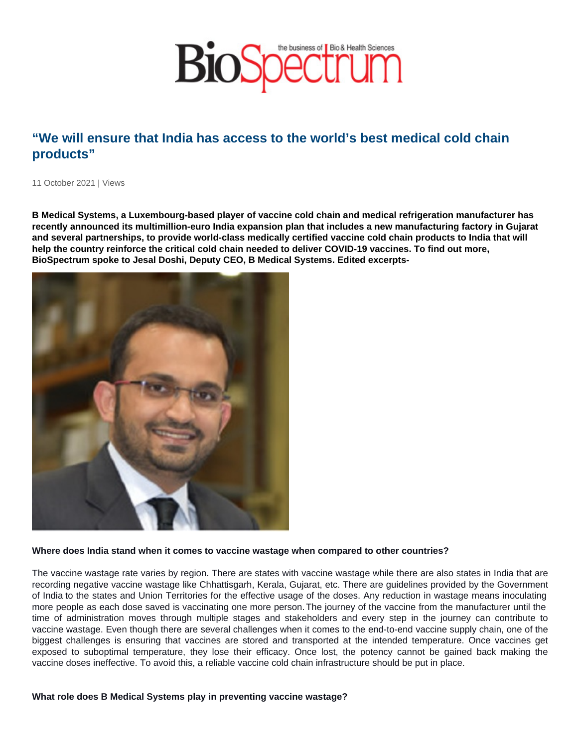# "We will ensure that India has access to the world's best medical cold chain products"

11 October 2021 | Views

**B Medical Systems, a Luxembourg-based player of vaccine cold chain and medical refrigeration manufacturer has recently announced its multimillion-euro India expansion plan that includes a new manufacturing factory in Gujarat and several partnerships, to provide world-class medically certified vaccine cold chain products to India that will help the country reinforce the critical cold chain needed to deliver COVID-19 vaccines. To find out more, BioSpectrum spoke to Jesal Doshi, Deputy CEO, B Medical Systems. Edited excerpts-**

**Where does India stand when it comes to vaccine wastage when compared to other countries?**

The vaccine wastage rate varies by region. There are states with vaccine wastage while there are also states in India that are recording negative vaccine wastage like Chhattisgarh, Kerala, Gujarat, etc. There are guidelines provided by the Government of India to the states and Union Territories for the effective usage of the doses. Any reduction in wastage means inoculating more people as each dose saved is vaccinating one more person. The journey of the vaccine from the manufacturer until the time of administration moves through multiple stages and stakeholders and every step in the journey can contribute to vaccine wastage. Even though there are several challenges when it comes to the end-to-end vaccine supply chain, one of the biggest challenges is ensuring that vaccines are stored and transported at the intended temperature. Once vaccines get exposed to suboptimal temperature, they lose their efficacy. Once lost, the potency cannot be gained back making the vaccine doses ineffective. To avoid this, a reliable vaccine cold chain infrastructure should be put in place.

**What role does B Medical Systems play in preventing vaccine wastage?**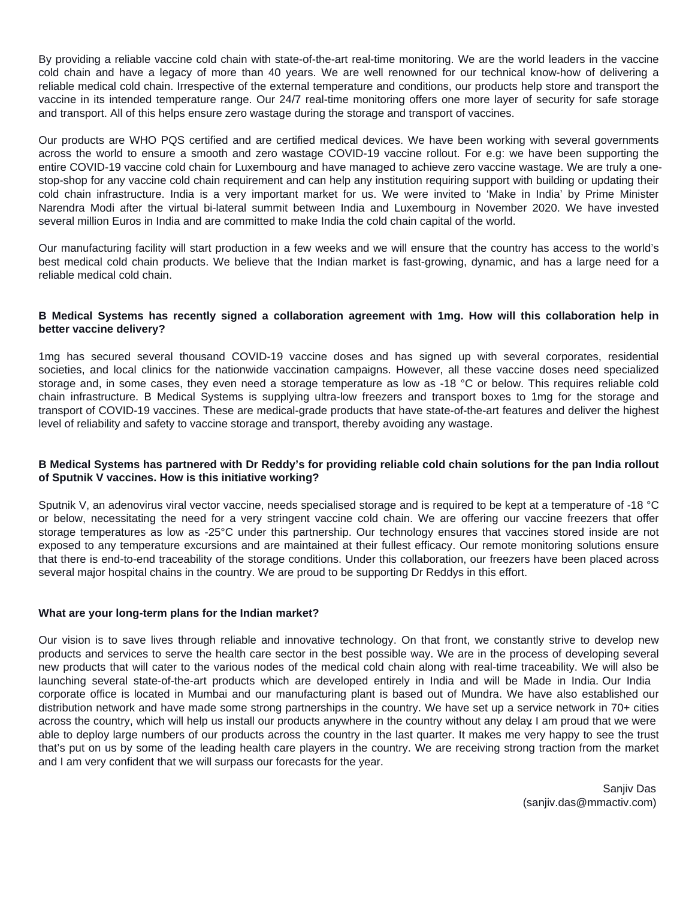By providing a reliable vaccine cold chain with state-of-the-art real-time monitoring. We are the world leaders in the vaccine cold chain and have a legacy of more than 40 years. We are well renowned for our technical know-how of delivering a reliable medical cold chain. Irrespective of the external temperature and conditions, our products help store and transport the vaccine in its intended temperature range. Our 24/7 real-time monitoring offers one more layer of security for safe storage and transport. All of this helps ensure zero wastage during the storage and transport of vaccines.

Our products are WHO PQS certified and are certified medical devices. We have been working with several governments across the world to ensure a smooth and zero wastage COVID-19 vaccine rollout. For e.g: we have been supporting the entire COVID-19 vaccine cold chain for Luxembourg and have managed to achieve zero vaccine wastage. We are truly a one-stop-shop for any vaccine cold chain requirement and can help any institution requiring support with building or updating their cold chain infrastructure. India is a very important market for us. We were invited to 'Make in India' by Prime Minister Narendra Modi after the virtual bi-lateral summit between India and Luxembourg in November 2020. We have invested several million Euros in India and are committed to make India the cold chain capital of the world.

Our manufacturing facility will start production in a few weeks and we will ensure that the country has access to the world's best medical cold chain products. We believe that the Indian market is fast-growing, dynamic, and has a large need for a reliable medical cold chain.

**B Medical Systems has recently signed a collaboration agreement with 1mg. How will this collaboration help in better vaccine delivery?**

1mg has secured several thousand COVID-19 vaccine doses and has signed up with several corporates, residential societies, and local clinics for the nationwide vaccination campaigns. However, all these vaccine doses need specialized storage and, in some cases, they even need a storage temperature as low as -18 °C or below. This requires reliable cold chain infrastructure. B Medical Systems is supplying ultra-low freezers and transport boxes to 1mg for the storage and transport of COVID-19 vaccines. These are medical-grade products that have state-of-the-art features and deliver the highest level of reliability and safety to vaccine storage and transport, thereby avoiding any wastage.

**B Medical Systems has partnered with Dr Reddy's for providing reliable cold chain solutions for the pan India rollout of Sputnik V vaccines. How is this initiative working?**

Sputnik V, an adenovirus viral vector vaccine, needs specialised storage and is required to be kept at a temperature of -18 °C or below, necessitating the need for a very stringent vaccine cold chain. We are offering our vaccine freezers that offer storage temperatures as low as -25°C under this partnership. Our technology ensures that vaccines stored inside are not exposed to any temperature excursions and are maintained at their fullest efficacy. Our remote monitoring solutions ensure that there is end-to-end traceability of the storage conditions. Under this collaboration, our freezers have been placed across several major hospital chains in the country. We are proud to be supporting Dr Reddys in this effort.

**What are your long-term plans for the Indian market?**

Our vision is to save lives through reliable and innovative technology. On that front, we constantly strive to develop new products and services to serve the health care sector in the best possible way. We are in the process of developing several new products that will cater to the various nodes of the medical cold chain along with real-time traceability. We will also be launching several state-of-the-art products which are developed entirely in India and will be Made in India. Our India corporate office is located in Mumbai and our manufacturing plant is based out of Mundra. We have also established our distribution network and have made some strong partnerships in the country. We have set up a service network in 70+ cities across the country, which will help us install our products anywhere in the country without any delay. I am proud that we were able to deploy large numbers of our products across the country in the last quarter. It makes me very happy to see the trust that's put on us by some of the leading health care players in the country. We are receiving strong traction from the market and I am very confident that we will surpass our forecasts for the year.

Sanjiv Das
(sanjiv.das@mmactiv.com)